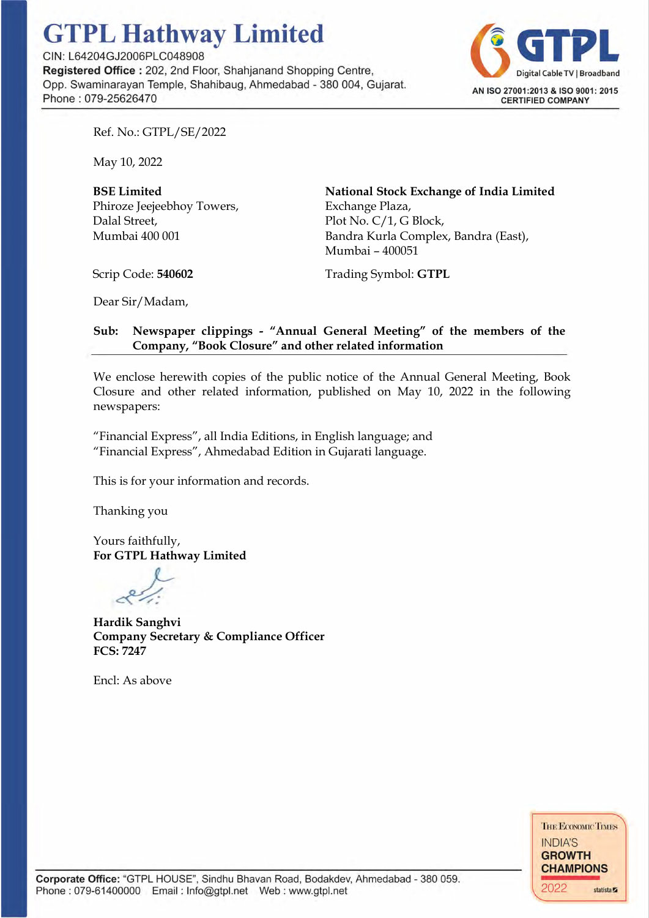# GTPL Hathway Limited

CIN: L64204GJ2006PLC048908
**Registered Office :** 202, 2nd Floor, Shahjanand Shopping Centre, Opp. Swaminarayan Temple, Shahibaug, Ahmedabad - 380 004, Gujarat.
Phone : 079-25626470

GTPL
Digital Cable TV | Broadband
AN ISO 27001:2013 & ISO 9001: 2015 CERTIFIED COMPANY

Ref. No.: GTPL/SE/2022

May 10, 2022

**BSE Limited**
Phiroze Jeejeebhoy Towers,
Dalal Street,
Mumbai 400 001

Scrip Code: **540602**

**National Stock Exchange of India Limited**
Exchange Plaza,
Plot No. C/1, G Block,
Bandra Kurla Complex, Bandra (East),
Mumbai – 400051

Trading Symbol: **GTPL**

Dear Sir/Madam,

**Sub: Newspaper clippings - "Annual General Meeting" of the members of the Company, "Book Closure" and other related information**

We enclose herewith copies of the public notice of the Annual General Meeting, Book Closure and other related information, published on May 10, 2022 in the following newspapers:

"Financial Express", all India Editions, in English language; and
"Financial Express", Ahmedabad Edition in Gujarati language.

This is for your information and records.

Thanking you

Yours faithfully,
**For GTPL Hathway Limited**

**Hardik Sanghvi**
**Company Secretary & Compliance Officer**
**FCS: 7247**

Encl: As above

**Corporate Office:** "GTPL HOUSE", Sindhu Bhavan Road, Bodakdev, Ahmedabad - 380 059.
Phone : 079-61400000 Email : Info@gtpl.net Web : www.gtpl.net

The Economic Times
INDIA'S GROWTH CHAMPIONS 2022
statista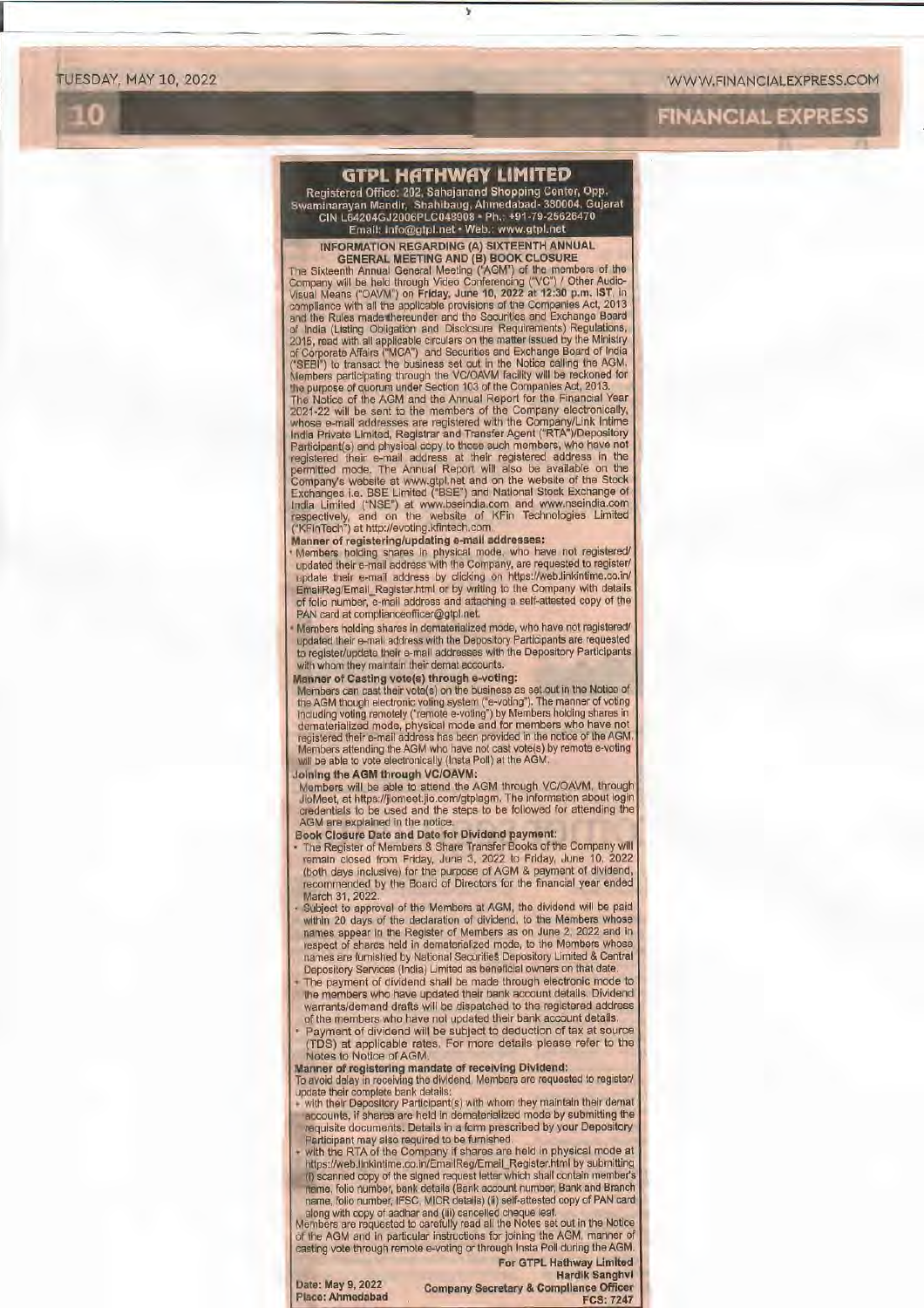# GTPL HATHWAY LIMITED

Registered Office: 202, Sahajanand Shopping Center, Opp. Swaminarayan Mandir, Shahibaug, Ahmedabad- 380004, Gujarat
CIN L64204GJ2006PLC048908 • Ph.: +91-79-25626470
Email: info@gtpl.net • Web.: www.gtpl.net

## INFORMATION REGARDING (A) SIXTEENTH ANNUAL GENERAL MEETING AND (B) BOOK CLOSURE

The Sixteenth Annual General Meeting ("AGM") of the members of the Company will be held through Video Conferencing ("VC") / Other Audio-Visual Means ("OAVM") on **Friday, June 10, 2022 at 12:30 p.m. IST**, in compliance with all the applicable provisions of the Companies Act, 2013 and the Rules made thereunder and the Securities and Exchange Board of India (Listing Obligation and Disclosure Requirements) Regulations, 2015, read with all applicable circulars on the matter issued by the Ministry of Corporate Affairs ("MCA") and Securities and Exchange Board of India ("SEBI") to transact the business set out in the Notice calling the AGM. Members participating through the VC/OAVM facility will be reckoned for the purpose of quorum under Section 103 of the Companies Act, 2013.

The Notice of the AGM and the Annual Report for the Financial Year 2021-22 will be sent to the members of the Company electronically, whose e-mail addresses are registered with the Company/Link Intime India Private Limited, Registrar and Transfer Agent ("RTA")/Depository Participant(s) and physical copy to those such members, who have not registered their e-mail address at their registered address in the permitted mode. The Annual Report will also be available on the Company's website at www.gtpl.net and on the website of the Stock Exchanges i.e. BSE Limited ("BSE") and National Stock Exchange of India Limited ("NSE") at www.bseindia.com and www.nseindia.com respectively, and on the website of KFin Technologies Limited ("KFinTech") at http://evoting.kfintech.com.

**Manner of registering/updating e-mail addresses:**

- Members holding shares in physical mode, who have not registered/ updated their e-mail address with the Company, are requested to register/ update their e-mail address by clicking on https://web.linkintime.co.in/EmailReg/Email_Register.html or by writing to the Company with details of folio number, e-mail address and attaching a self-attested copy of the PAN card at complianceofficer@gtpl.net.
- Members holding shares in dematerialized mode, who have not registered/ updated their e-mail address with the Depository Participants are requested to register/update their e-mail addresses with the Depository Participants with whom they maintain their demat accounts.

**Manner of Casting vote(s) through e-voting:**

Members can cast their vote(s) on the business as set out in the Notice of the AGM though electronic voting system ("e-voting"). The manner of voting including voting remotely ("remote e-voting") by Members holding shares in dematerialized mode, physical mode and for members who have not registered their e-mail address has been provided in the notice of the AGM. Members attending the AGM who have not cast vote(s) by remote e-voting will be able to vote electronically (Insta Poll) at the AGM.

**Joining the AGM through VC/OAVM:**

Members will be able to attend the AGM through VC/OAVM, through JioMeet, at https://jiomeet.jio.com/gtplagm. The information about login credentials to be used and the steps to be followed for attending the AGM are explained in the notice.

**Book Closure Date and Date for Dividend payment:**

- The Register of Members & Share Transfer Books of the Company will remain closed from Friday, June 3, 2022 to Friday, June 10, 2022 (both days inclusive) for the purpose of AGM & payment of dividend, recommended by the Board of Directors for the financial year ended March 31, 2022.
- Subject to approval of the Members at AGM, the dividend will be paid within 20 days of the declaration of dividend, to the Members whose names appear in the Register of Members as on June 2, 2022 and in respect of shares held in dematerialized mode, to the Members whose names are furnished by National Securities Depository Limited & Central Depository Services (India) Limited as beneficial owners on that date.
- The payment of dividend shall be made through electronic mode to the members who have updated their bank account details. Dividend warrants/demand drafts will be dispatched to the registered address of the members who have not updated their bank account details.
- Payment of dividend will be subject to deduction of tax at source (TDS) at applicable rates. For more details please refer to the Notes to Notice of AGM.

**Manner of registering mandate of receiving Dividend:**

To avoid delay in receiving the dividend, Members are requested to register/ update their complete bank details:

- with their Depository Participant(s) with whom they maintain their demat accounts, if shares are held in dematerialized mode by submitting the requisite documents. Details in a form prescribed by your Depository Participant may also required to be furnished.
- with the RTA of the Company if shares are held in physical mode at https://web.linkintime.co.in/EmailReg/Email_Register.html by submitting (i) scanned copy of the signed request letter which shall contain member's name, folio number, bank details (Bank account number, Bank and Branch name, folio number, IFSC, MICR details) (ii) self-attested copy of PAN card along with copy of aadhar and (iii) cancelled cheque leaf.

Members are requested to carefully read all the Notes set out in the Notice of the AGM and in particular instructions for joining the AGM, manner of casting vote through remote e-voting or through Insta Poll during the AGM.

**For GTPL Hathway Limited**
**Hardik Sanghvi**
**Company Secretary & Compliance Officer**
**FCS: 7247**

**Date: May 9, 2022**
**Place: Ahmedabad**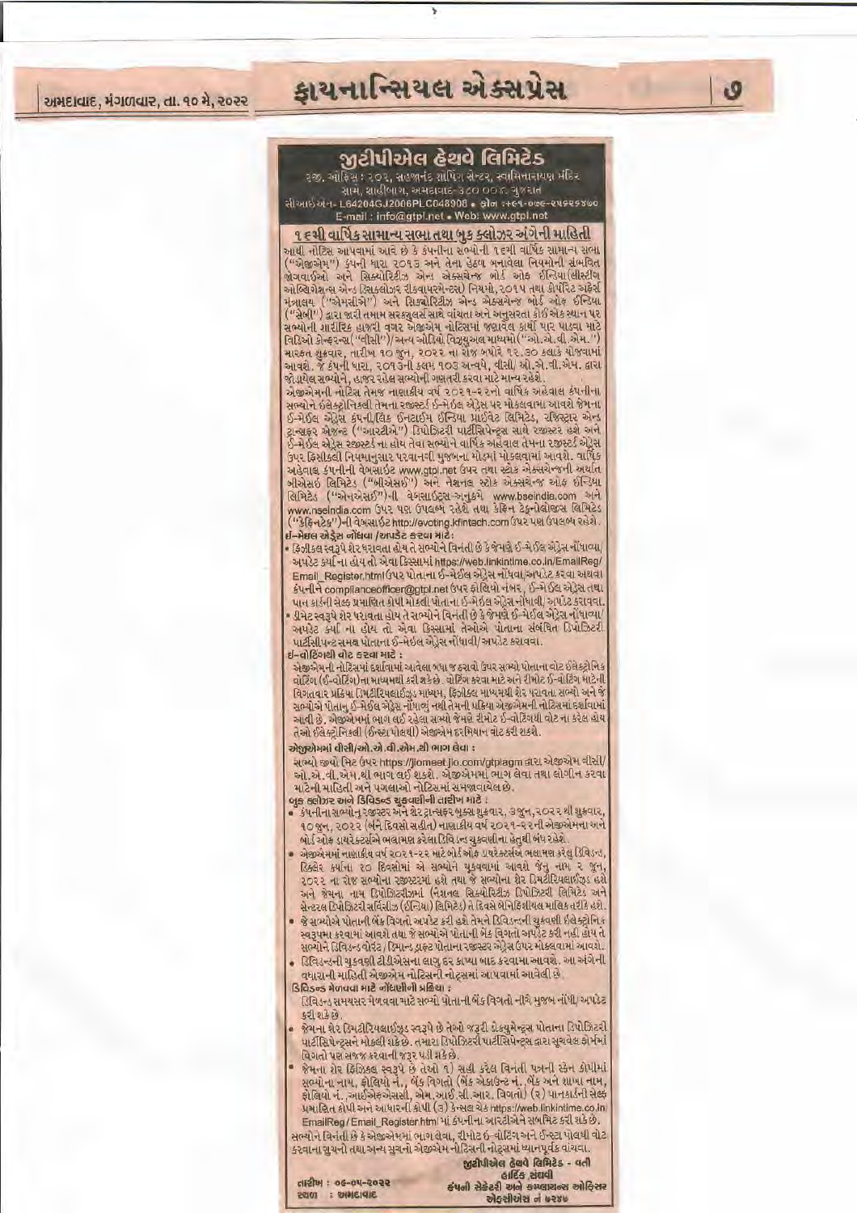# જીટીપીએલ હેથવે લિમિટેડ

રજી. ઓફિસ : ૨૦૨, સાહજાનંદ શોપિંગ સેન્ટર, સ્વામિનારાયણ મંદિર સામે, શાહીબાગ, અમદાવાદ-૩૮૦ ૦૦૪, ગુજરાત

સીઆઈએન- L64204GJ2006PLC048908 • ફોન :+૯૧-૦૭૯-૨૫૬૨૬૪૭૦

E-mail : info@gtpl.net • Web: www.gtpl.net

## ૧૬મી વાર્ષિક સામાન્ય સભા તથા બુક ક્લોઝર અંગેની માહિતી

આથી નોટિસ આપવામાં આવે છે કે કંપનીના સભ્યોની ૧૬મી વાર્ષિક સામાન્ય સભા ("એજીએમ") કંપની ધારા ૨૦૧૩ અને તેના હેઠળ બનાવેલા નિયમોની સંબંધિત જોગવાઈઓ અને સિક્યોરિટીઝ એન્ડ એક્સચેન્જ બોર્ડ ઓફ ઈન્ડિયા(લિસ્ટીંગ ઓબ્લિગેશન્સ એન્ડ ડિસક્લોઝર રીક્વાયરમેન્ટ્સ) નિયમો, ૨૦૧૫ તથા કોર્પોરેટ અફેર્સ મંત્રાલય ("એમસીએ") અને સિક્યોરિટીઝ એન્ડ એક્સચેન્જ બોર્ડ ઓફ ઈન્ડિયા ("સેબી") દ્વારા જારી તમામ સરક્યુલર્સ સાથે વાંચતા અને અનુસરતા કોઈ એક સ્થાન પર સભ્યોની શારીરિક હાજરી વગર એજીએમ નોટિસમાં જણાવેલ કાર્યો પાર પાડવા માટે વિડિયો કોન્ફરન્સ("વીસી")/અન્ય ઓડિયો વિઝ્યુઅલ માધ્યમો("ઓ.એ.વી.એમ.") મારફત શુક્રવાર, તારીખ ૧૦ જુન, ૨૦૨૨ ના રોજ બપોરે ૧૨.૩૦ કલાકે યોજવામાં આવશે. જે કંપની ધારા, ૨૦૧૩ની કલમ ૧૦૩ અન્વયે, વીસી/ ઓ.એ.વી.એમ. દ્વારા જોડાયેલ સભ્યોને, હાજર રહેલ સભ્યોની ગણતરી કરવા માટે માન્ય રહેશે.

એજીએમની નોટિસ તેમજ નાણાકીય વર્ષ ૨૦૨૧-૨૨નો વાર્ષિક અહેવાલ કંપનીના સભ્યોને ઈલેક્ટ્રોનિકલી તેમના રજીસ્ટર્ડ ઈ-મેઈલ એડ્રેસ પર મોકલવામાં આવશે જેમના ઈ-મેઈલ એડ્રેસ કંપની/લિંક ઈનટાઈમ ઈન્ડિયા પ્રાઈવેટ લિમિટેડ, રજિસ્ટ્રાર એન્ડ ટ્રાન્સફર એજન્ટ ("આરટીએ") ડિપોઝિટરી પાર્ટીસિપેન્ટ્સ સાથે રજીસ્ટર હશે અને ઈ-મેઈલ એડ્રેસ રજીસ્ટર્ડ ના હોય તેવા સભ્યોને વાર્ષિક અહેવાલ તેમના રજીસ્ટર્ડ એડ્રેસ ઉપર ફિઝીકલી નિયમાનુસાર પરવાનગી મુજબના મોડમાં મોકલવામાં આવશે. વાર્ષિક અહેવાલ કંપનીની વેબસાઈટ www.gtpl.net ઉપર તથા સ્ટોક એક્સચેન્જની અર્થાત બીએસઈ લિમિટેડ ("બીએસઈ") અને નેશનલ સ્ટોક એક્સચેન્જ ઓફ ઈન્ડિયા લિમિટેડ ("એનએસઈ")-ની વેબસાઈટ્સ-અનુક્રમે www.bseindia.com અને www.nseindia.com ઉપર પણ ઉપલબ્ધ રહેશે તથા કેફિન ટેક્નોલોજીસ લિમિટેડ ("કેફિનટેક")ની વેબસાઈટ http://evoting.kfintech.com ઉપર પણ ઉપલબ્ધ રહેશે.

**ઈ-મેઈલ એડ્રેસ નોંધવા /અપડેટ કરવા માટે:**

- ફિઝીકલ સ્વરૂપે શેર ધરાવતા હોય તે સભ્યોને વિનંતી છે કે જેમણે ઈ-મેઈલ એડ્રેસ નોંધાવ્યા/ અપડેટ કર્યા ના હોય તો એવા કિસ્સામાં https://web.linkintime.co.in/EmailReg/Email_Register.html ઉપર પોતાના ઈ-મેઈલ એડ્રેસ નોંધાવા/અપડેટ કરવા અથવા કંપનીને complianceofficer@gtpl.net ઉપર ફોલિયો નંબર, ઈ-મેઈલ એડ્રેસ તથા પાન કાર્ડની સેલ્ફ પ્રમાણિત કોપી મોકલી પોતાના ઈ-મેઈલ એડ્રેસ નોંધાવી/અપડેટ કરાવવા.
- ડીમેટ સ્વરૂપે શેર ધરાવતા હોય તે સભ્યોને વિનંતી છે કે જેમણે ઈ-મેઈલ એડ્રેસ નોંધાવ્યા/ અપડેટ કર્યા ના હોય તો એવા કિસ્સામાં તેમણે પોતાના સંબંધિત ડિપોઝિટરી પાર્ટીસીપન્ટ સમક્ષ પોતાના ઈ-મેઈલ એડ્રેસ નોંધાવી/ અપડેટ કરાવવા.

**ઈ-વોટિંગથી વોટ કરવા માટે :**

એજીએમની નોટિસમાં દર્શાવામાં આવેલા બધા જ ઠરાવો ઉપર સભ્યો પોતાના વોટ ઈલેક્ટ્રોનિક વોટિંગ (ઈ-વોટિંગ)ના માધ્યમથી કરી શકશે. વોટિંગ કરવા માટે અને રીમોટ ઈ-વોટિંગ માટેની વિગતવાર પ્રક્રિયા ડિમટીરીયલાઈઝ્ડ માધ્યમ, ફિઝીકલ માધ્યમથી શેર ધરાવતા સભ્યો અને જે સભ્યોએ પોતાનું ઈ-મેઈલ એડ્રેસ નોંધાવ્યું નથી તેમની પ્રક્રિયા એજીએમની નોટિસમાં દર્શાવામાં આવી છે. એજીએમમાં ભાગ લઈ રહેલા સભ્યો જેમણે રીમોટ ઈ-વોટિંગથી વોટ ના કરેલ હોય તેઓ ઈલેક્ટ્રોનિકલી (ઈન્સ્ટા પોલથી) એજીએમ દરમિયાન વોટ કરી શકશે.

**એજીએમમાં વીસી/ઓ.એ.વી.એમ.થી ભાગ લેવા :**

સભ્યો જીઓ મિટ ઉપર https://jiomeet.jio.com/gtplagm દ્વારા એજીએમ વીસી/ ઓ.એ.વી.એમ.થી ભાગ લઈ શકશે. એજીએમમાં ભાગ લેવા તથા લોગીન કરવા માટેની માહિતી અને પગલાઓ નોટિસમાં સમજાવેલ છે.

**બુક ક્લોઝર અને ડિવિડન્ડ ચુકવણીની તારીખ માટે :**

- કંપનીના સભ્યોનું રજીસ્ટર અને શેર ટ્રાન્સફર બુક્સ શુક્રવાર, ૩ જુન,૨૦૨૨ થી શુક્રવાર, ૧૦ જુન, ૨૦૨૨ (બંને દિવસો સહીત) નાણાકીય વર્ષ ૨૦૨૧-૨૨ની એજીએમના અને બોર્ડ ઓફ ડાયરેક્ટર્સએ ભલામણ કરેલા ડિવિડન્ડ ચુકવણીના હેતુથી બંધ રહેશે.
- એજીએમમાં નાણાકીય વર્ષ ૨૦૨૧-૨૨ માટે બોર્ડ ઓફ ડાયરેક્ટર્સએ ભલામણ કરેલુ ડિવિડન્ડ, ડિક્લેર કર્યાના ૩૦ દિવસોમાં એ સભ્યોને ચુકવવામાં આવશે જેનુ નામ ૨ જુન, ૨૦૨૨ ના રોજ સભ્યોના રજીસ્ટરમાં હશે તથા જે સભ્યોના શેર ડિમટીરીયલાઈઝ્ડ હશે અને જેમના નામ ડિપોઝિટરીઝમાં (નેશનલ સિક્યોરિટીઝ ડિપોઝિટરી લિમિટેડ અને સેન્ટ્રલ ડિપોઝિટરી સર્વિસીઝ (ઈન્ડિયા) લિમિટેડ) તે દિવસે બેનિફિશીયલ માલિક તરીકે હશે.
- જે સભ્યોએ પોતાની બેંક વિગતો અપડેટ કરી હશે તેમને ડિવિડન્ડની ચુકવણી ઈલેક્ટ્રોનિક સ્વરૂપમાં કરવામાં આવશે તથા જે સભ્યોએ પોતાની બેંક વિગતો અપડેટ કરી નહીં હોય તે સભ્યોને ડિવિડન્ડ વોરંટ/ ડિમાન્ડ ડ્રાફ્ટ પોતાના રજીસ્ટર એડ્રેસ ઉપર મોકલવામાં આવશે.
- ડિવિડન્ડની ચુકવણી ટીડીએસના લાગુ દર કાપ્યા બાદ કરવામાં આવશે. આ અંગેની વધારાની માહિતી એજીએમ નોટિસની નોટ્સમાં આપવામાં આવેલી છે.

**ડિવિડન્ડ મેળવવા માટે નોંધણીની પ્રક્રિયા :**

ડિવિડન્ડ સમયસર મેળવવા માટે સભ્યો પોતાના બેંક વિગતો નીચે મુજબ નોંધી/ અપડેટ કરી શકે છે.

- જેમના શેર ડિમટીરીયલાઈઝ્ડ સ્વરૂપે છે તેઓ જરૂરી ડોક્યુમેન્ટ્સ પોતાના ડિપોઝિટરી પાર્ટીસિપેન્ટ્સને મોકલી શકે છે. તમારા ડિપોઝિટરી પાર્ટીસિપેન્ટ્સ દ્વારા સૂચવેલ ફોર્મમાં વિગતો પણ સબમિટ કરવાની જરૂર પડી શકે છે.
- જેમના શેર ફિઝિકલ સ્વરૂપે છે તેઓ ૧) સહી કરેલ વિનંતી પત્રની સ્કેન કોપીમાં સભ્યોના નામ, ફોલિયો નં., બેંક વિગતો (બેંક એકાઉન્ટ નં., બેંક અને શાખા નામ, ફોલિયો નં. ,આઈએફએસસી, એમ.આઈ.સી.આર. વિગતો) (૨) પાનકાર્ડની સેલ્ફ પ્રમાણિત કોપી અને આધારની કોપી (૩) કેન્સલ ચેક https://web.linkintime.co.in/EmailReg/Email_Register.html માં કંપનીના આરટીએને સબમિટ કરી શકે છે.

સભ્યોને વિનંતી છે કે એજીએમમાં ભાગ લેવા, રીમોટ ઈ-વોટિંગ અને ઈન્સ્ટા પોલથી વોટ કરવાના સુચનો તથા અન્ય સુચનો એજીએમ નોટિસની નોટ્સમાં ધ્યાનપૂર્વક વાંચવા.

જીટીપીએલ હેથવે લિમિટેડ - વતી

હાર્દિક સંઘવી

કંપની સેક્રેટરી અને કમ્પલાયન્સ ઓફિસર

એફસીએસ નં ૬૨૪૬

તારીખ : ૦૯-૦૫-૨૦૨૨

સ્થળ : અમદાવાદ